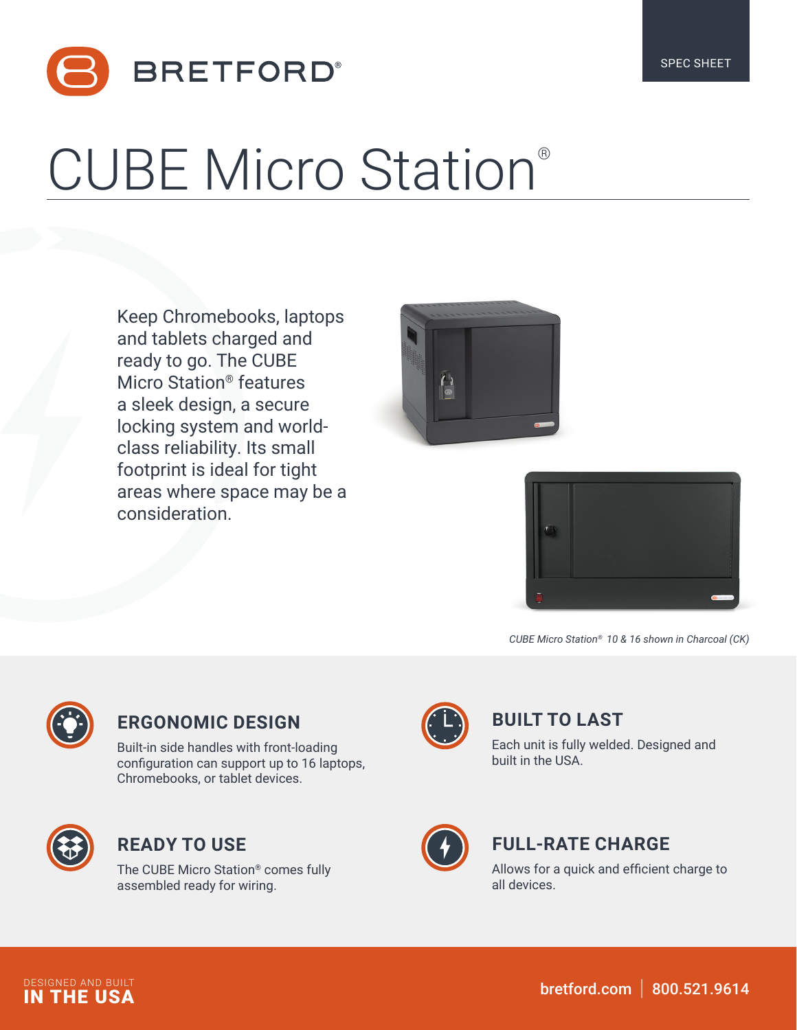SPEC SHEET

# CUBE Micro Station®

Keep Chromebooks, laptops and tablets charged and ready to go. The CUBE Micro Station® features a sleek design, a secure locking system and world-class reliability. Its small footprint is ideal for tight areas where space may be a consideration.

*CUBE Micro Station® 10 & 16 shown in Charcoal (CK)*

## ERGONOMIC DESIGN

Built-in side handles with front-loading configuration can support up to 16 laptops, Chromebooks, or tablet devices.

## BUILT TO LAST

Each unit is fully welded. Designed and built in the USA.

## READY TO USE

The CUBE Micro Station® comes fully assembled ready for wiring.

## FULL-RATE CHARGE

Allows for a quick and efficient charge to all devices.

DESIGNED AND BUILT
**IN THE USA**

bretford.com | 800.521.9614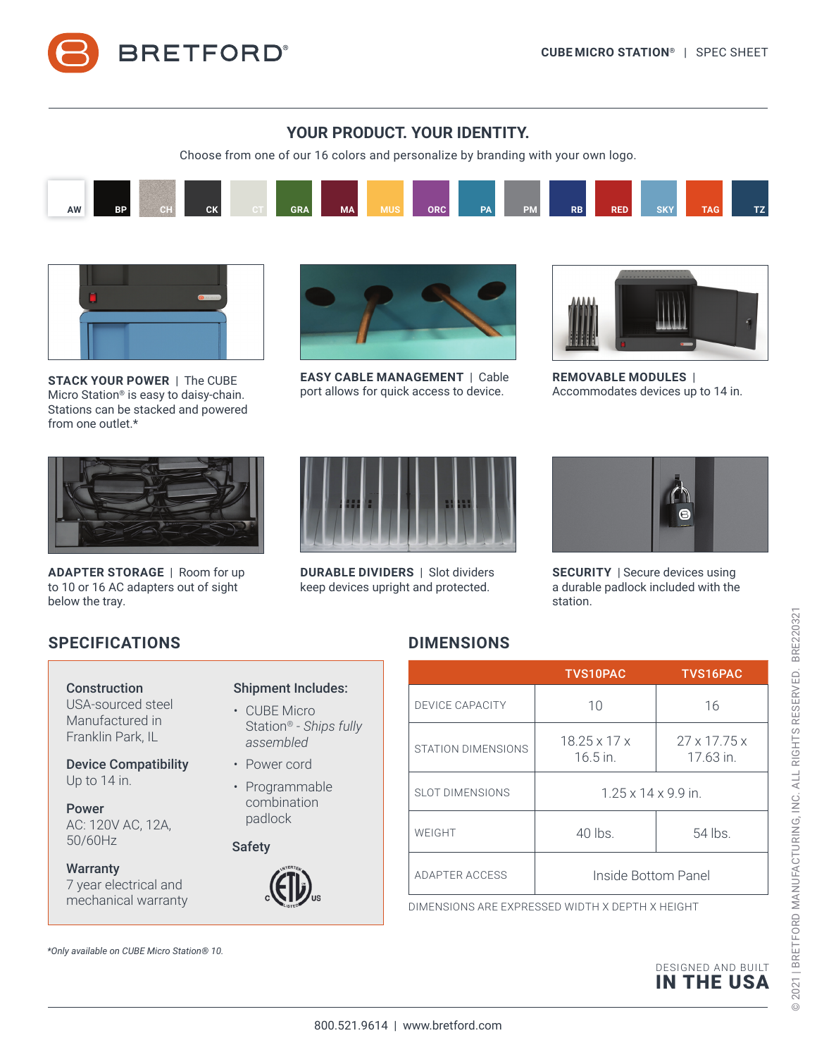## YOUR PRODUCT. YOUR IDENTITY.

Choose from one of our 16 colors and personalize by branding with your own logo.

AW | BP | CH | CK | CT | GRA | MA | MUS | ORC | PA | PM | RB | RED | SKY | TAG | TZ

**STACK YOUR POWER** | The CUBE Micro Station® is easy to daisy-chain. Stations can be stacked and powered from one outlet.*

**EASY CABLE MANAGEMENT** | Cable port allows for quick access to device.

**REMOVABLE MODULES** | Accommodates devices up to 14 in.

**ADAPTER STORAGE** | Room for up to 10 or 16 AC adapters out of sight below the tray.

**DURABLE DIVIDERS** | Slot dividers keep devices upright and protected.

**SECURITY** | Secure devices using a durable padlock included with the station.

## SPECIFICATIONS

**Construction**
USA-sourced steel
Manufactured in Franklin Park, IL

**Device Compatibility**
Up to 14 in.

**Power**
AC: 120V AC, 12A, 50/60Hz

**Warranty**
7 year electrical and mechanical warranty

**Shipment Includes:**

- CUBE Micro Station® - *Ships fully assembled*
- Power cord
- Programmable combination padlock

**Safety**

## DIMENSIONS

| | TVS10PAC | TVS16PAC |
|---|---|---|
| DEVICE CAPACITY | 10 | 16 |
| STATION DIMENSIONS | 18.25 x 17 x 16.5 in. | 27 x 17.75 x 17.63 in. |
| SLOT DIMENSIONS | 1.25 x 14 x 9.9 in. | |
| WEIGHT | 40 lbs. | 54 lbs. |
| ADAPTER ACCESS | Inside Bottom Panel | |

DIMENSIONS ARE EXPRESSED WIDTH X DEPTH X HEIGHT

*\*Only available on CUBE Micro Station® 10.*

DESIGNED AND BUILT **IN THE USA**

© 2021 | BRETFORD MANUFACTURING, INC. ALL RIGHTS RESERVED. BRE220321

800.521.9614 | www.bretford.com